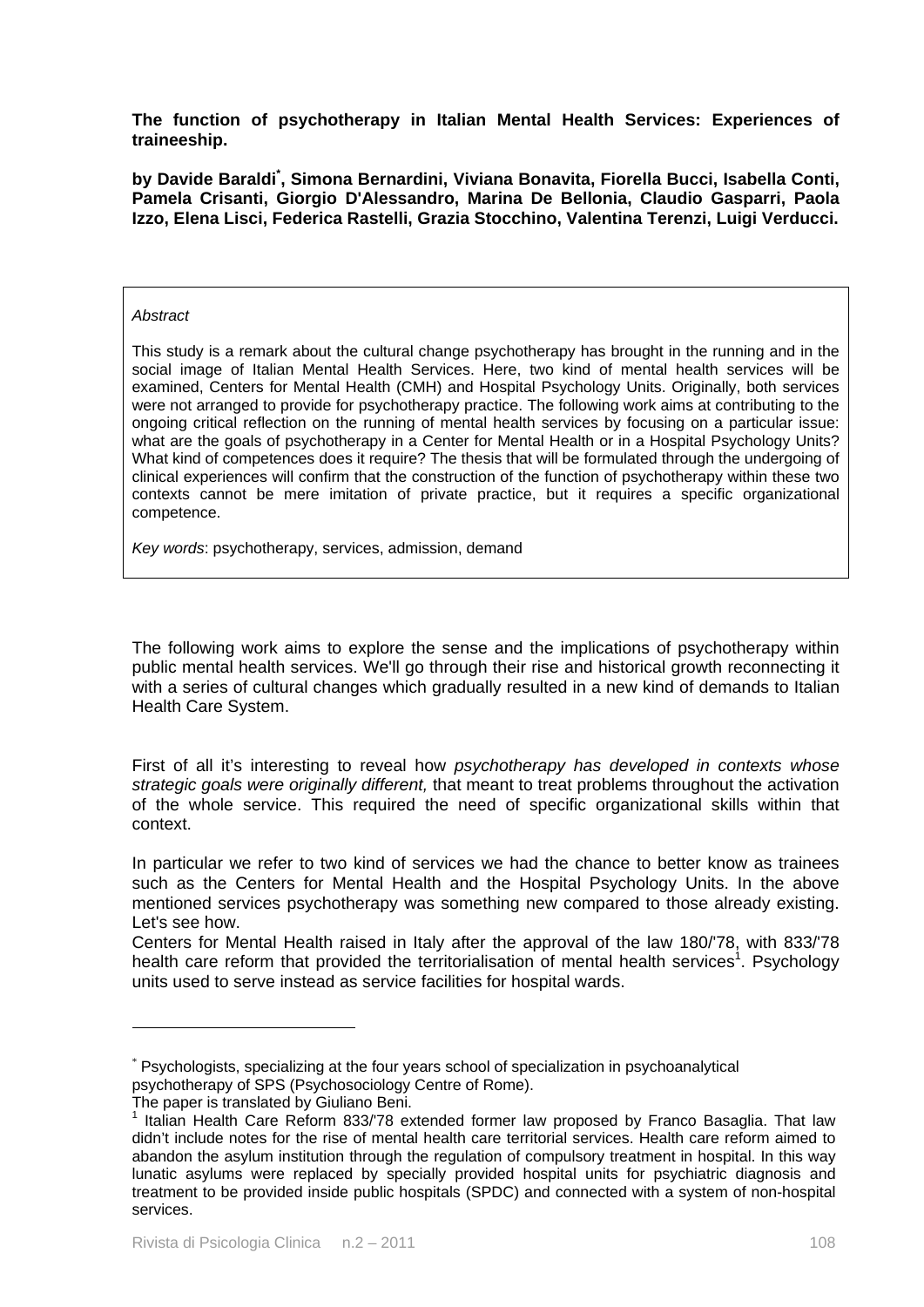**The function of psychotherapy in Italian Mental Health Services: Experiences of traineeship.**

**by Davide Baraldi[*], Simona Bernardini, Viviana Bonavita, Fiorella Bucci, Isabella Conti, Pamela Crisanti, Giorgio D'Alessandro, Marina De Bellonia, Claudio Gasparri, Paola Izzo, Elena Lisci, Federica Rastelli, Grazia Stocchino, Valentina Terenzi, Luigi Verducci.**

*Abstract*

This study is a remark about the cultural change psychotherapy has brought in the running and in the social image of Italian Mental Health Services. Here, two kind of mental health services will be examined, Centers for Mental Health (CMH) and Hospital Psychology Units. Originally, both services were not arranged to provide for psychotherapy practice. The following work aims at contributing to the ongoing critical reflection on the running of mental health services by focusing on a particular issue: what are the goals of psychotherapy in a Center for Mental Health or in a Hospital Psychology Units? What kind of competences does it require? The thesis that will be formulated through the undergoing of clinical experiences will confirm that the construction of the function of psychotherapy within these two contexts cannot be mere imitation of private practice, but it requires a specific organizational competence.

*Key words*: psychotherapy, services, admission, demand

The following work aims to explore the sense and the implications of psychotherapy within public mental health services. We'll go through their rise and historical growth reconnecting it with a series of cultural changes which gradually resulted in a new kind of demands to Italian Health Care System.

First of all it's interesting to reveal how *psychotherapy has developed in contexts whose strategic goals were originally different,* that meant to treat problems throughout the activation of the whole service. This required the need of specific organizational skills within that context.

In particular we refer to two kind of services we had the chance to better know as trainees such as the Centers for Mental Health and the Hospital Psychology Units. In the above mentioned services psychotherapy was something new compared to those already existing. Let's see how.

Centers for Mental Health raised in Italy after the approval of the law 180/'78, with 833/'78 health care reform that provided the territorialisation of mental health services[1]. Psychology units used to serve instead as service facilities for hospital wards.

---

[*] Psychologists, specializing at the four years school of specialization in psychoanalytical psychotherapy of SPS (Psychosociology Centre of Rome).
The paper is translated by Giuliano Beni.

[1] Italian Health Care Reform 833/'78 extended former law proposed by Franco Basaglia. That law didn't include notes for the rise of mental health care territorial services. Health care reform aimed to abandon the asylum institution through the regulation of compulsory treatment in hospital. In this way lunatic asylums were replaced by specially provided hospital units for psychiatric diagnosis and treatment to be provided inside public hospitals (SPDC) and connected with a system of non-hospital services.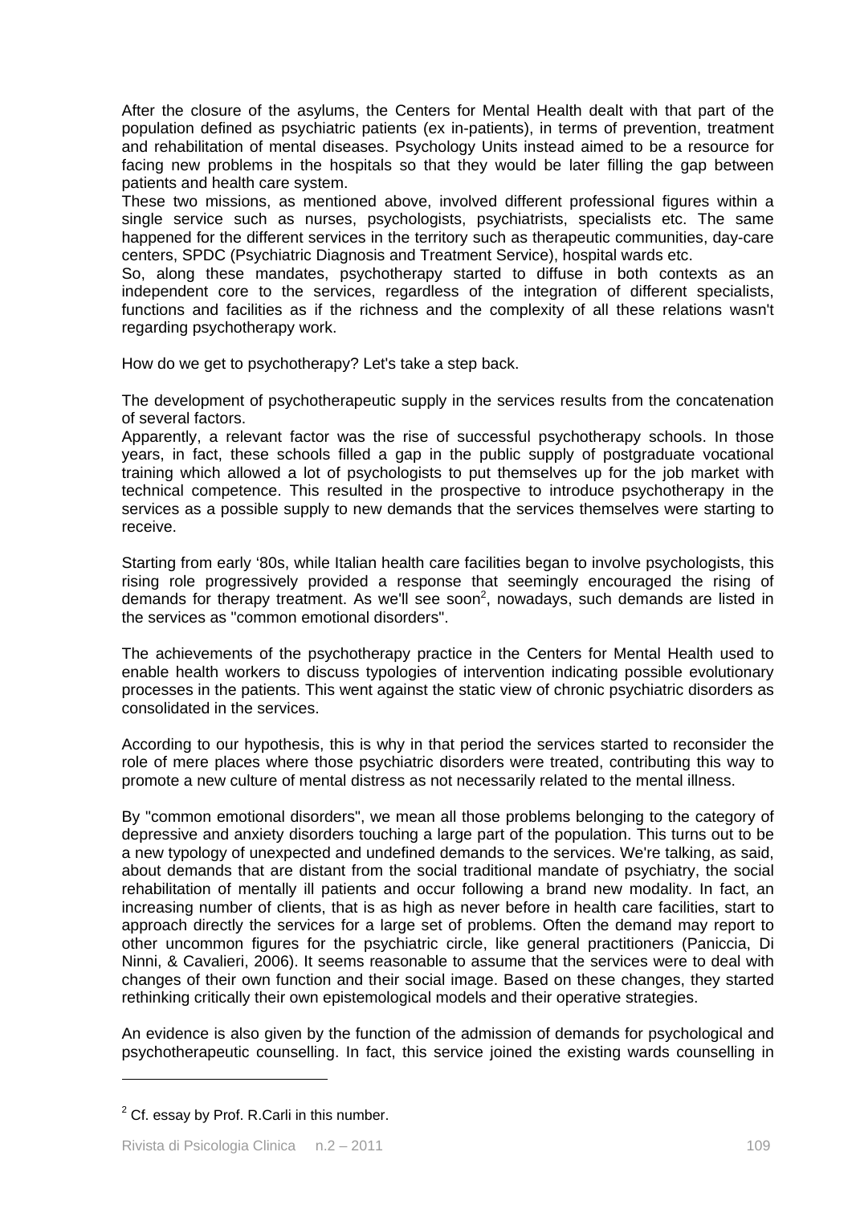After the closure of the asylums, the Centers for Mental Health dealt with that part of the population defined as psychiatric patients (ex in-patients), in terms of prevention, treatment and rehabilitation of mental diseases. Psychology Units instead aimed to be a resource for facing new problems in the hospitals so that they would be later filling the gap between patients and health care system.

These two missions, as mentioned above, involved different professional figures within a single service such as nurses, psychologists, psychiatrists, specialists etc. The same happened for the different services in the territory such as therapeutic communities, day-care centers, SPDC (Psychiatric Diagnosis and Treatment Service), hospital wards etc.

So, along these mandates, psychotherapy started to diffuse in both contexts as an independent core to the services, regardless of the integration of different specialists, functions and facilities as if the richness and the complexity of all these relations wasn't regarding psychotherapy work.

How do we get to psychotherapy? Let's take a step back.

The development of psychotherapeutic supply in the services results from the concatenation of several factors.

Apparently, a relevant factor was the rise of successful psychotherapy schools. In those years, in fact, these schools filled a gap in the public supply of postgraduate vocational training which allowed a lot of psychologists to put themselves up for the job market with technical competence. This resulted in the prospective to introduce psychotherapy in the services as a possible supply to new demands that the services themselves were starting to receive.

Starting from early '80s, while Italian health care facilities began to involve psychologists, this rising role progressively provided a response that seemingly encouraged the rising of demands for therapy treatment. As we'll see soon[2], nowadays, such demands are listed in the services as "common emotional disorders".

The achievements of the psychotherapy practice in the Centers for Mental Health used to enable health workers to discuss typologies of intervention indicating possible evolutionary processes in the patients. This went against the static view of chronic psychiatric disorders as consolidated in the services.

According to our hypothesis, this is why in that period the services started to reconsider the role of mere places where those psychiatric disorders were treated, contributing this way to promote a new culture of mental distress as not necessarily related to the mental illness.

By "common emotional disorders", we mean all those problems belonging to the category of depressive and anxiety disorders touching a large part of the population. This turns out to be a new typology of unexpected and undefined demands to the services. We're talking, as said, about demands that are distant from the social traditional mandate of psychiatry, the social rehabilitation of mentally ill patients and occur following a brand new modality. In fact, an increasing number of clients, that is as high as never before in health care facilities, start to approach directly the services for a large set of problems. Often the demand may report to other uncommon figures for the psychiatric circle, like general practitioners (Paniccia, Di Ninni, & Cavalieri, 2006). It seems reasonable to assume that the services were to deal with changes of their own function and their social image. Based on these changes, they started rethinking critically their own epistemological models and their operative strategies.

An evidence is also given by the function of the admission of demands for psychological and psychotherapeutic counselling. In fact, this service joined the existing wards counselling in

---

[2] Cf. essay by Prof. R.Carli in this number.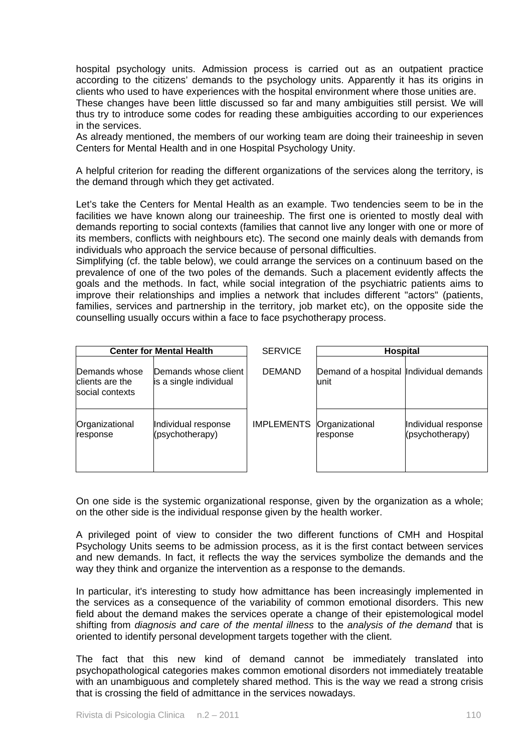hospital psychology units. Admission process is carried out as an outpatient practice according to the citizens' demands to the psychology units. Apparently it has its origins in clients who used to have experiences with the hospital environment where those unities are.
These changes have been little discussed so far and many ambiguities still persist. We will thus try to introduce some codes for reading these ambiguities according to our experiences in the services.
As already mentioned, the members of our working team are doing their traineeship in seven Centers for Mental Health and in one Hospital Psychology Unity.

A helpful criterion for reading the different organizations of the services along the territory, is the demand through which they get activated.

Let's take the Centers for Mental Health as an example. Two tendencies seem to be in the facilities we have known along our traineeship. The first one is oriented to mostly deal with demands reporting to social contexts (families that cannot live any longer with one or more of its members, conflicts with neighbours etc). The second one mainly deals with demands from individuals who approach the service because of personal difficulties.
Simplifying (cf. the table below), we could arrange the services on a continuum based on the prevalence of one of the two poles of the demands. Such a placement evidently affects the goals and the methods. In fact, while social integration of the psychiatric patients aims to improve their relationships and implies a network that includes different "actors" (patients, families, services and partnership in the territory, job market etc), on the opposite side the counselling usually occurs within a face to face psychotherapy process.

| **Center for Mental Health** | | SERVICE | **Hospital** | |
|---|---|---|---|---|
| Demands whose clients are the social contexts | Demands whose client is a single individual | DEMAND | Demand of a hospital unit | Individual demands |
| Organizational response | Individual response (psychotherapy) | IMPLEMENTS | Organizational response | Individual response (psychotherapy) |

On one side is the systemic organizational response, given by the organization as a whole; on the other side is the individual response given by the health worker.

A privileged point of view to consider the two different functions of CMH and Hospital Psychology Units seems to be admission process, as it is the first contact between services and new demands. In fact, it reflects the way the services symbolize the demands and the way they think and organize the intervention as a response to the demands.

In particular, it's interesting to study how admittance has been increasingly implemented in the services as a consequence of the variability of common emotional disorders. This new field about the demand makes the services operate a change of their epistemological model shifting from *diagnosis and care of the mental illness* to the *analysis of the demand* that is oriented to identify personal development targets together with the client.

The fact that this new kind of demand cannot be immediately translated into psychopathological categories makes common emotional disorders not immediately treatable with an unambiguous and completely shared method. This is the way we read a strong crisis that is crossing the field of admittance in the services nowadays.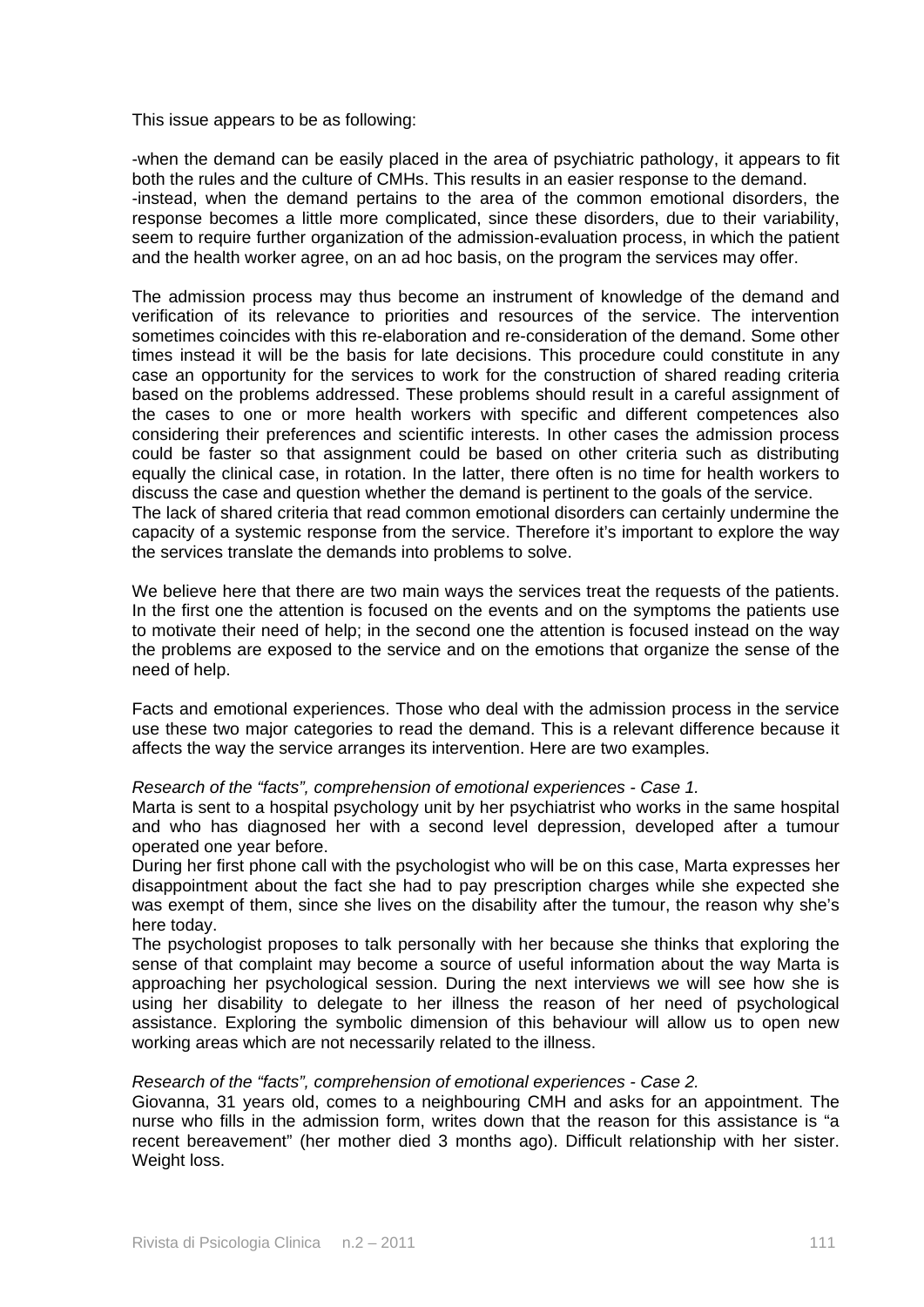This issue appears to be as following:

-when the demand can be easily placed in the area of psychiatric pathology, it appears to fit both the rules and the culture of CMHs. This results in an easier response to the demand.
-instead, when the demand pertains to the area of the common emotional disorders, the response becomes a little more complicated, since these disorders, due to their variability, seem to require further organization of the admission-evaluation process, in which the patient and the health worker agree, on an ad hoc basis, on the program the services may offer.

The admission process may thus become an instrument of knowledge of the demand and verification of its relevance to priorities and resources of the service. The intervention sometimes coincides with this re-elaboration and re-consideration of the demand. Some other times instead it will be the basis for late decisions. This procedure could constitute in any case an opportunity for the services to work for the construction of shared reading criteria based on the problems addressed. These problems should result in a careful assignment of the cases to one or more health workers with specific and different competences also considering their preferences and scientific interests. In other cases the admission process could be faster so that assignment could be based on other criteria such as distributing equally the clinical case, in rotation. In the latter, there often is no time for health workers to discuss the case and question whether the demand is pertinent to the goals of the service.
The lack of shared criteria that read common emotional disorders can certainly undermine the capacity of a systemic response from the service. Therefore it's important to explore the way the services translate the demands into problems to solve.

We believe here that there are two main ways the services treat the requests of the patients. In the first one the attention is focused on the events and on the symptoms the patients use to motivate their need of help; in the second one the attention is focused instead on the way the problems are exposed to the service and on the emotions that organize the sense of the need of help.

Facts and emotional experiences. Those who deal with the admission process in the service use these two major categories to read the demand. This is a relevant difference because it affects the way the service arranges its intervention. Here are two examples.

*Research of the "facts", comprehension of emotional experiences - Case 1.*
Marta is sent to a hospital psychology unit by her psychiatrist who works in the same hospital and who has diagnosed her with a second level depression, developed after a tumour operated one year before.
During her first phone call with the psychologist who will be on this case, Marta expresses her disappointment about the fact she had to pay prescription charges while she expected she was exempt of them, since she lives on the disability after the tumour, the reason why she's here today.
The psychologist proposes to talk personally with her because she thinks that exploring the sense of that complaint may become a source of useful information about the way Marta is approaching her psychological session. During the next interviews we will see how she is using her disability to delegate to her illness the reason of her need of psychological assistance. Exploring the symbolic dimension of this behaviour will allow us to open new working areas which are not necessarily related to the illness.

*Research of the "facts", comprehension of emotional experiences - Case 2.*
Giovanna, 31 years old, comes to a neighbouring CMH and asks for an appointment. The nurse who fills in the admission form, writes down that the reason for this assistance is "a recent bereavement" (her mother died 3 months ago). Difficult relationship with her sister. Weight loss.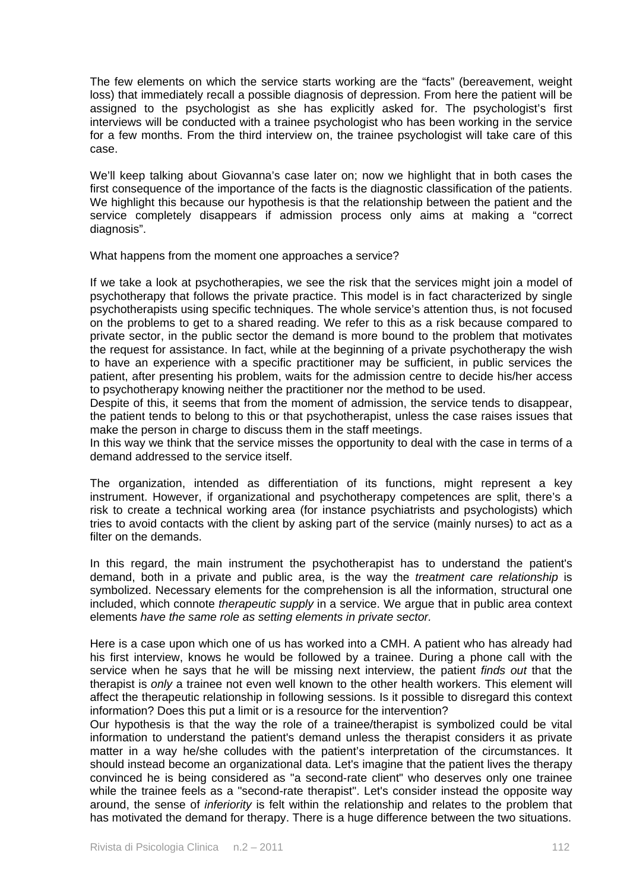The few elements on which the service starts working are the "facts" (bereavement, weight loss) that immediately recall a possible diagnosis of depression. From here the patient will be assigned to the psychologist as she has explicitly asked for. The psychologist's first interviews will be conducted with a trainee psychologist who has been working in the service for a few months. From the third interview on, the trainee psychologist will take care of this case.

We'll keep talking about Giovanna's case later on; now we highlight that in both cases the first consequence of the importance of the facts is the diagnostic classification of the patients. We highlight this because our hypothesis is that the relationship between the patient and the service completely disappears if admission process only aims at making a "correct diagnosis".

What happens from the moment one approaches a service?

If we take a look at psychotherapies, we see the risk that the services might join a model of psychotherapy that follows the private practice. This model is in fact characterized by single psychotherapists using specific techniques. The whole service's attention thus, is not focused on the problems to get to a shared reading. We refer to this as a risk because compared to private sector, in the public sector the demand is more bound to the problem that motivates the request for assistance. In fact, while at the beginning of a private psychotherapy the wish to have an experience with a specific practitioner may be sufficient, in public services the patient, after presenting his problem, waits for the admission centre to decide his/her access to psychotherapy knowing neither the practitioner nor the method to be used.
Despite of this, it seems that from the moment of admission, the service tends to disappear, the patient tends to belong to this or that psychotherapist, unless the case raises issues that make the person in charge to discuss them in the staff meetings.
In this way we think that the service misses the opportunity to deal with the case in terms of a demand addressed to the service itself.

The organization, intended as differentiation of its functions, might represent a key instrument. However, if organizational and psychotherapy competences are split, there's a risk to create a technical working area (for instance psychiatrists and psychologists) which tries to avoid contacts with the client by asking part of the service (mainly nurses) to act as a filter on the demands.

In this regard, the main instrument the psychotherapist has to understand the patient's demand, both in a private and public area, is the way the *treatment care relationship* is symbolized. Necessary elements for the comprehension is all the information, structural one included, which connote *therapeutic supply* in a service. We argue that in public area context elements *have the same role as setting elements in private sector*.

Here is a case upon which one of us has worked into a CMH. A patient who has already had his first interview, knows he would be followed by a trainee. During a phone call with the service when he says that he will be missing next interview, the patient *finds out* that the therapist is *only* a trainee not even well known to the other health workers. This element will affect the therapeutic relationship in following sessions. Is it possible to disregard this context information? Does this put a limit or is a resource for the intervention?
Our hypothesis is that the way the role of a trainee/therapist is symbolized could be vital information to understand the patient's demand unless the therapist considers it as private matter in a way he/she colludes with the patient's interpretation of the circumstances. It should instead become an organizational data. Let's imagine that the patient lives the therapy convinced he is being considered as "a second-rate client" who deserves only one trainee while the trainee feels as a "second-rate therapist". Let's consider instead the opposite way around, the sense of *inferiority* is felt within the relationship and relates to the problem that has motivated the demand for therapy. There is a huge difference between the two situations.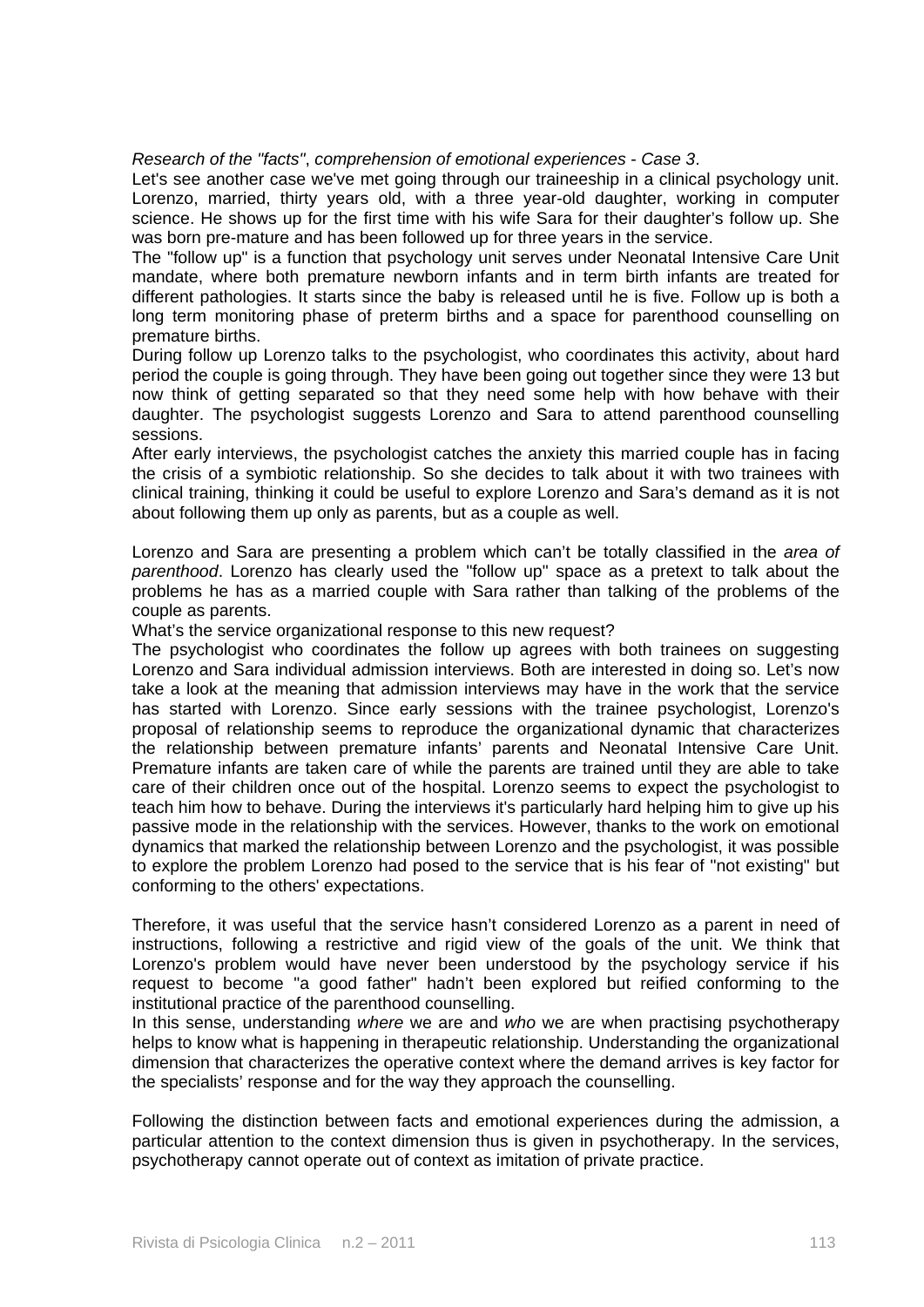*Research of the "facts"*, *comprehension of emotional experiences - Case 3*.

Let's see another case we've met going through our traineeship in a clinical psychology unit. Lorenzo, married, thirty years old, with a three year-old daughter, working in computer science. He shows up for the first time with his wife Sara for their daughter's follow up. She was born pre-mature and has been followed up for three years in the service.

The "follow up" is a function that psychology unit serves under Neonatal Intensive Care Unit mandate, where both premature newborn infants and in term birth infants are treated for different pathologies. It starts since the baby is released until he is five. Follow up is both a long term monitoring phase of preterm births and a space for parenthood counselling on premature births.

During follow up Lorenzo talks to the psychologist, who coordinates this activity, about hard period the couple is going through. They have been going out together since they were 13 but now think of getting separated so that they need some help with how behave with their daughter. The psychologist suggests Lorenzo and Sara to attend parenthood counselling sessions.

After early interviews, the psychologist catches the anxiety this married couple has in facing the crisis of a symbiotic relationship. So she decides to talk about it with two trainees with clinical training, thinking it could be useful to explore Lorenzo and Sara's demand as it is not about following them up only as parents, but as a couple as well.

Lorenzo and Sara are presenting a problem which can't be totally classified in the *area of parenthood*. Lorenzo has clearly used the "follow up" space as a pretext to talk about the problems he has as a married couple with Sara rather than talking of the problems of the couple as parents.

What's the service organizational response to this new request?

The psychologist who coordinates the follow up agrees with both trainees on suggesting Lorenzo and Sara individual admission interviews. Both are interested in doing so. Let's now take a look at the meaning that admission interviews may have in the work that the service has started with Lorenzo. Since early sessions with the trainee psychologist, Lorenzo's proposal of relationship seems to reproduce the organizational dynamic that characterizes the relationship between premature infants' parents and Neonatal Intensive Care Unit. Premature infants are taken care of while the parents are trained until they are able to take care of their children once out of the hospital. Lorenzo seems to expect the psychologist to teach him how to behave. During the interviews it's particularly hard helping him to give up his passive mode in the relationship with the services. However, thanks to the work on emotional dynamics that marked the relationship between Lorenzo and the psychologist, it was possible to explore the problem Lorenzo had posed to the service that is his fear of "not existing" but conforming to the others' expectations.

Therefore, it was useful that the service hasn't considered Lorenzo as a parent in need of instructions, following a restrictive and rigid view of the goals of the unit. We think that Lorenzo's problem would have never been understood by the psychology service if his request to become "a good father" hadn't been explored but reified conforming to the institutional practice of the parenthood counselling.

In this sense, understanding *where* we are and *who* we are when practising psychotherapy helps to know what is happening in therapeutic relationship. Understanding the organizational dimension that characterizes the operative context where the demand arrives is key factor for the specialists' response and for the way they approach the counselling.

Following the distinction between facts and emotional experiences during the admission, a particular attention to the context dimension thus is given in psychotherapy. In the services, psychotherapy cannot operate out of context as imitation of private practice.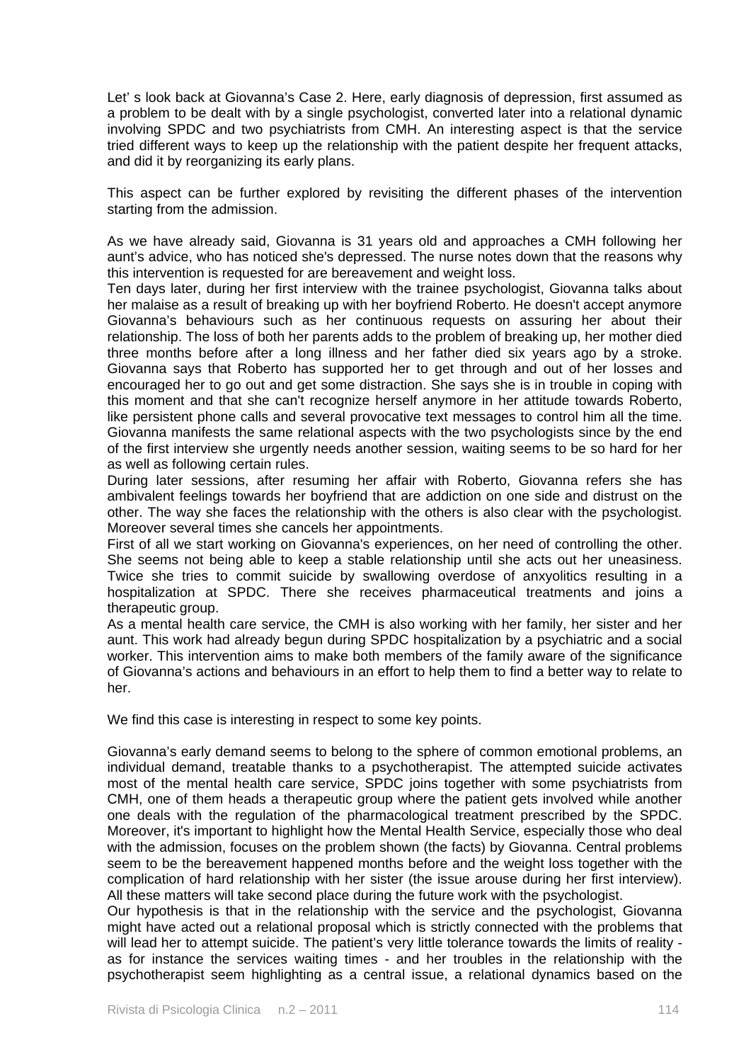Let' s look back at Giovanna's Case 2. Here, early diagnosis of depression, first assumed as a problem to be dealt with by a single psychologist, converted later into a relational dynamic involving SPDC and two psychiatrists from CMH. An interesting aspect is that the service tried different ways to keep up the relationship with the patient despite her frequent attacks, and did it by reorganizing its early plans.

This aspect can be further explored by revisiting the different phases of the intervention starting from the admission.

As we have already said, Giovanna is 31 years old and approaches a CMH following her aunt's advice, who has noticed she's depressed. The nurse notes down that the reasons why this intervention is requested for are bereavement and weight loss.

Ten days later, during her first interview with the trainee psychologist, Giovanna talks about her malaise as a result of breaking up with her boyfriend Roberto. He doesn't accept anymore Giovanna's behaviours such as her continuous requests on assuring her about their relationship. The loss of both her parents adds to the problem of breaking up, her mother died three months before after a long illness and her father died six years ago by a stroke. Giovanna says that Roberto has supported her to get through and out of her losses and encouraged her to go out and get some distraction. She says she is in trouble in coping with this moment and that she can't recognize herself anymore in her attitude towards Roberto, like persistent phone calls and several provocative text messages to control him all the time. Giovanna manifests the same relational aspects with the two psychologists since by the end of the first interview she urgently needs another session, waiting seems to be so hard for her as well as following certain rules.

During later sessions, after resuming her affair with Roberto, Giovanna refers she has ambivalent feelings towards her boyfriend that are addiction on one side and distrust on the other. The way she faces the relationship with the others is also clear with the psychologist. Moreover several times she cancels her appointments.

First of all we start working on Giovanna's experiences, on her need of controlling the other. She seems not being able to keep a stable relationship until she acts out her uneasiness. Twice she tries to commit suicide by swallowing overdose of anxyolitics resulting in a hospitalization at SPDC. There she receives pharmaceutical treatments and joins a therapeutic group.

As a mental health care service, the CMH is also working with her family, her sister and her aunt. This work had already begun during SPDC hospitalization by a psychiatric and a social worker. This intervention aims to make both members of the family aware of the significance of Giovanna's actions and behaviours in an effort to help them to find a better way to relate to her.

We find this case is interesting in respect to some key points.

Giovanna's early demand seems to belong to the sphere of common emotional problems, an individual demand, treatable thanks to a psychotherapist. The attempted suicide activates most of the mental health care service, SPDC joins together with some psychiatrists from CMH, one of them heads a therapeutic group where the patient gets involved while another one deals with the regulation of the pharmacological treatment prescribed by the SPDC. Moreover, it's important to highlight how the Mental Health Service, especially those who deal with the admission, focuses on the problem shown (the facts) by Giovanna. Central problems seem to be the bereavement happened months before and the weight loss together with the complication of hard relationship with her sister (the issue arouse during her first interview). All these matters will take second place during the future work with the psychologist.

Our hypothesis is that in the relationship with the service and the psychologist, Giovanna might have acted out a relational proposal which is strictly connected with the problems that will lead her to attempt suicide. The patient's very little tolerance towards the limits of reality - as for instance the services waiting times - and her troubles in the relationship with the psychotherapist seem highlighting as a central issue, a relational dynamics based on the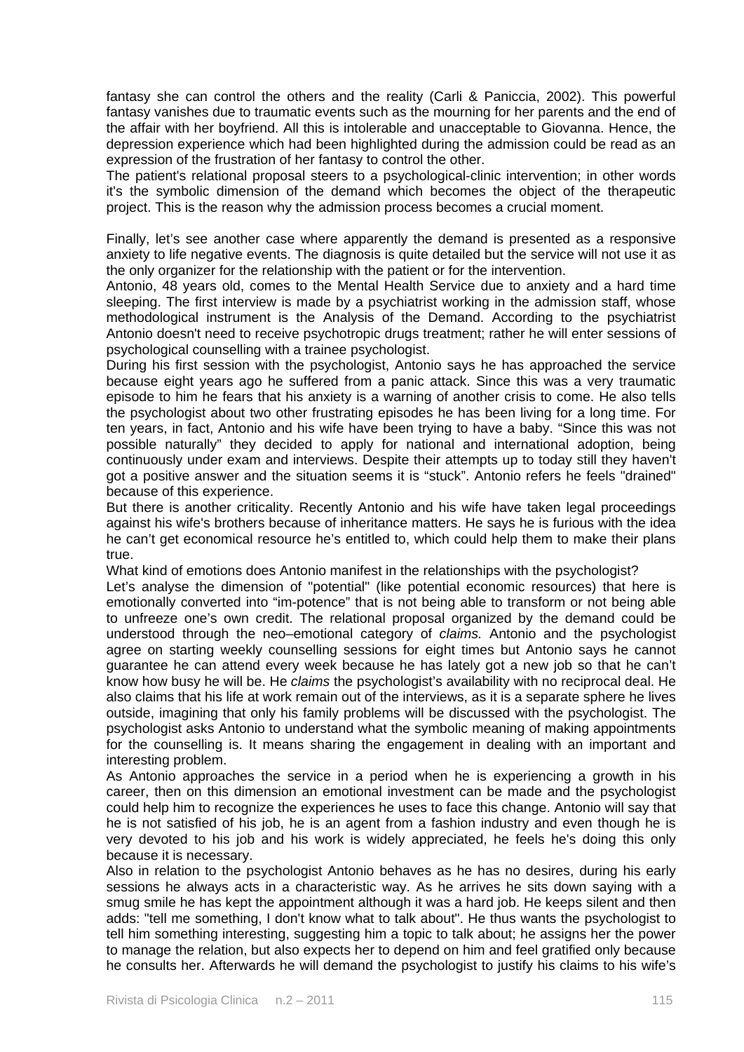fantasy she can control the others and the reality (Carli & Paniccia, 2002). This powerful fantasy vanishes due to traumatic events such as the mourning for her parents and the end of the affair with her boyfriend. All this is intolerable and unacceptable to Giovanna. Hence, the depression experience which had been highlighted during the admission could be read as an expression of the frustration of her fantasy to control the other.
The patient's relational proposal steers to a psychological-clinic intervention; in other words it's the symbolic dimension of the demand which becomes the object of the therapeutic project. This is the reason why the admission process becomes a crucial moment.

Finally, let's see another case where apparently the demand is presented as a responsive anxiety to life negative events. The diagnosis is quite detailed but the service will not use it as the only organizer for the relationship with the patient or for the intervention.
Antonio, 48 years old, comes to the Mental Health Service due to anxiety and a hard time sleeping. The first interview is made by a psychiatrist working in the admission staff, whose methodological instrument is the Analysis of the Demand. According to the psychiatrist Antonio doesn't need to receive psychotropic drugs treatment; rather he will enter sessions of psychological counselling with a trainee psychologist.
During his first session with the psychologist, Antonio says he has approached the service because eight years ago he suffered from a panic attack. Since this was a very traumatic episode to him he fears that his anxiety is a warning of another crisis to come. He also tells the psychologist about two other frustrating episodes he has been living for a long time. For ten years, in fact, Antonio and his wife have been trying to have a baby. "Since this was not possible naturally" they decided to apply for national and international adoption, being continuously under exam and interviews. Despite their attempts up to today still they haven't got a positive answer and the situation seems it is "stuck". Antonio refers he feels "drained" because of this experience.
But there is another criticality. Recently Antonio and his wife have taken legal proceedings against his wife's brothers because of inheritance matters. He says he is furious with the idea he can't get economical resource he's entitled to, which could help them to make their plans true.
What kind of emotions does Antonio manifest in the relationships with the psychologist?
Let's analyse the dimension of "potential" (like potential economic resources) that here is emotionally converted into "im-potence" that is not being able to transform or not being able to unfreeze one's own credit. The relational proposal organized by the demand could be understood through the neo–emotional category of *claims.* Antonio and the psychologist agree on starting weekly counselling sessions for eight times but Antonio says he cannot guarantee he can attend every week because he has lately got a new job so that he can't know how busy he will be. He *claims* the psychologist's availability with no reciprocal deal. He also claims that his life at work remain out of the interviews, as it is a separate sphere he lives outside, imagining that only his family problems will be discussed with the psychologist. The psychologist asks Antonio to understand what the symbolic meaning of making appointments for the counselling is. It means sharing the engagement in dealing with an important and interesting problem.
As Antonio approaches the service in a period when he is experiencing a growth in his career, then on this dimension an emotional investment can be made and the psychologist could help him to recognize the experiences he uses to face this change. Antonio will say that he is not satisfied of his job, he is an agent from a fashion industry and even though he is very devoted to his job and his work is widely appreciated, he feels he's doing this only because it is necessary.
Also in relation to the psychologist Antonio behaves as he has no desires, during his early sessions he always acts in a characteristic way. As he arrives he sits down saying with a smug smile he has kept the appointment although it was a hard job. He keeps silent and then adds: "tell me something, I don't know what to talk about". He thus wants the psychologist to tell him something interesting, suggesting him a topic to talk about; he assigns her the power to manage the relation, but also expects her to depend on him and feel gratified only because he consults her. Afterwards he will demand the psychologist to justify his claims to his wife's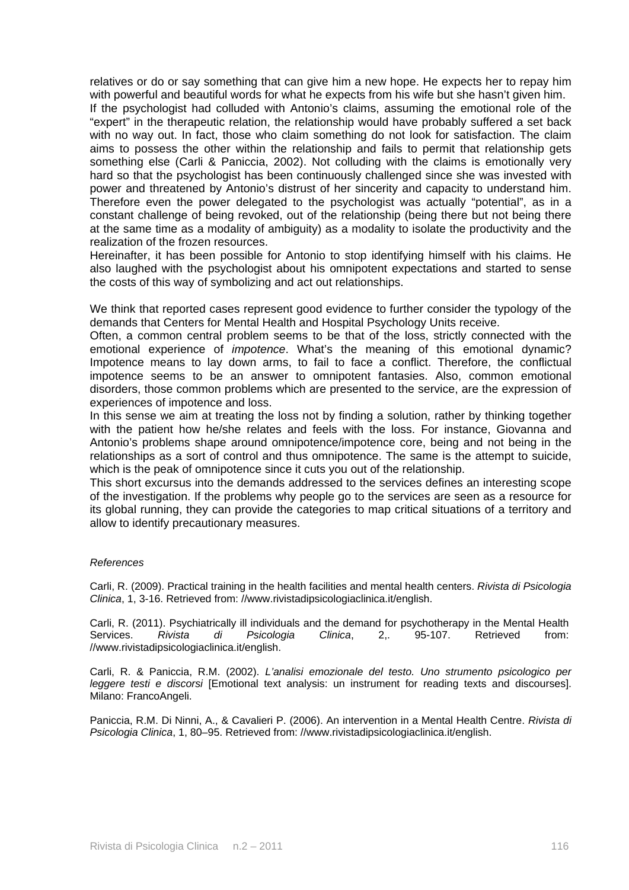relatives or do or say something that can give him a new hope. He expects her to repay him with powerful and beautiful words for what he expects from his wife but she hasn't given him.
If the psychologist had colluded with Antonio's claims, assuming the emotional role of the "expert" in the therapeutic relation, the relationship would have probably suffered a set back with no way out. In fact, those who claim something do not look for satisfaction. The claim aims to possess the other within the relationship and fails to permit that relationship gets something else (Carli & Paniccia, 2002). Not colluding with the claims is emotionally very hard so that the psychologist has been continuously challenged since she was invested with power and threatened by Antonio's distrust of her sincerity and capacity to understand him. Therefore even the power delegated to the psychologist was actually "potential", as in a constant challenge of being revoked, out of the relationship (being there but not being there at the same time as a modality of ambiguity) as a modality to isolate the productivity and the realization of the frozen resources.
Hereinafter, it has been possible for Antonio to stop identifying himself with his claims. He also laughed with the psychologist about his omnipotent expectations and started to sense the costs of this way of symbolizing and act out relationships.

We think that reported cases represent good evidence to further consider the typology of the demands that Centers for Mental Health and Hospital Psychology Units receive.
Often, a common central problem seems to be that of the loss, strictly connected with the emotional experience of *impotence*. What's the meaning of this emotional dynamic? Impotence means to lay down arms, to fail to face a conflict. Therefore, the conflictual impotence seems to be an answer to omnipotent fantasies. Also, common emotional disorders, those common problems which are presented to the service, are the expression of experiences of impotence and loss.
In this sense we aim at treating the loss not by finding a solution, rather by thinking together with the patient how he/she relates and feels with the loss. For instance, Giovanna and Antonio's problems shape around omnipotence/impotence core, being and not being in the relationships as a sort of control and thus omnipotence. The same is the attempt to suicide, which is the peak of omnipotence since it cuts you out of the relationship.
This short excursus into the demands addressed to the services defines an interesting scope of the investigation. If the problems why people go to the services are seen as a resource for its global running, they can provide the categories to map critical situations of a territory and allow to identify precautionary measures.

*References*

Carli, R. (2009). Practical training in the health facilities and mental health centers. *Rivista di Psicologia Clinica*, 1, 3-16. Retrieved from: //www.rivistadipsicologiaclinica.it/english.

Carli, R. (2011). Psychiatrically ill individuals and the demand for psychotherapy in the Mental Health Services. *Rivista di Psicologia Clinica*, 2,. 95-107. Retrieved from: //www.rivistadipsicologiaclinica.it/english.

Carli, R. & Paniccia, R.M. (2002). *L'analisi emozionale del testo. Uno strumento psicologico per leggere testi e discorsi* [Emotional text analysis: un instrument for reading texts and discourses]. Milano: FrancoAngeli.

Paniccia, R.M. Di Ninni, A., & Cavalieri P. (2006). An intervention in a Mental Health Centre. *Rivista di Psicologia Clinica*, 1, 80–95. Retrieved from: //www.rivistadipsicologiaclinica.it/english.